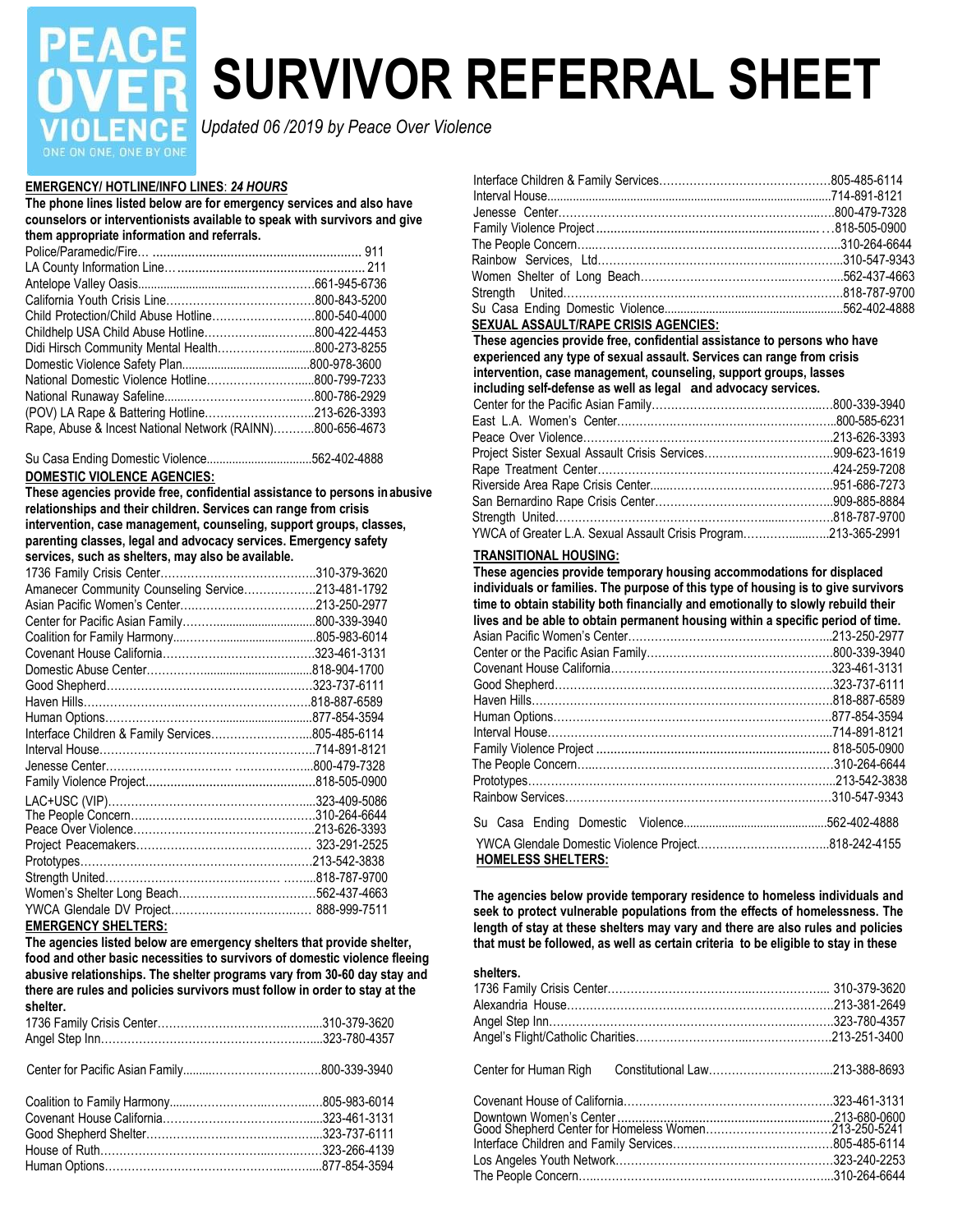# SURVIVOR REFERRAL SHEET

*Updated 06 /2019 by Peace Over Violence*

PEACE OVER VIOLENCE — ONE ON ONE, ONE BY ONE

**EMERGENCY/ HOTLINE/INFO LINES**: ***24 HOURS***

**The phone lines listed below are for emergency services and also have counselors or interventionists available to speak with survivors and give them appropriate information and referrals.**

| Name | Phone |
|---|---|
| Police/Paramedic/Fire | 911 |
| LA County Information Line | 211 |
| Antelope Valley Oasis | 661-945-6736 |
| California Youth Crisis Line | 800-843-5200 |
| Child Protection/Child Abuse Hotline | 800-540-4000 |
| Childhelp USA Child Abuse Hotline | 800-422-4453 |
| Didi Hirsch Community Mental Health | 800-273-8255 |
| Domestic Violence Safety Plan | 800-978-3600 |
| National Domestic Violence Hotline | 800-799-7233 |
| National Runaway Safeline | 800-786-2929 |
| (POV) LA Rape & Battering Hotline | 213-626-3393 |
| Rape, Abuse & Incest National Network (RAINN) | 800-656-4673 |
| Su Casa Ending Domestic Violence | 562-402-4888 |

**DOMESTIC VIOLENCE AGENCIES:**

**These agencies provide free, confidential assistance to persons in abusive relationships and their children. Services can range from crisis intervention, case management, counseling, support groups, classes, parenting classes, legal and advocacy services. Emergency safety services, such as shelters, may also be available.**

| Name | Phone |
|---|---|
| 1736 Family Crisis Center | 310-379-3620 |
| Amanecer Community Counseling Service | 213-481-1792 |
| Asian Pacific Women's Center | 213-250-2977 |
| Center for Pacific Asian Family | 800-339-3940 |
| Coalition for Family Harmony | 805-983-6014 |
| Covenant House California | 323-461-3131 |
| Domestic Abuse Center | 818-904-1700 |
| Good Shepherd | 323-737-6111 |
| Haven Hills | 818-887-6589 |
| Human Options | 877-854-3594 |
| Interface Children & Family Services | 805-485-6114 |
| Interval House | 714-891-8121 |
| Jenesse Center | 800-479-7328 |
| Family Violence Project | 818-505-0900 |
| LAC+USC (VIP) | 323-409-5086 |
| The People Concern | 310-264-6644 |
| Peace Over Violence | 213-626-3393 |
| Project Peacemakers | 323-291-2525 |
| Prototypes | 213-542-3838 |
| Strength United | 818-787-9700 |
| Women's Shelter Long Beach | 562-437-4663 |
| YWCA Glendale DV Project | 888-999-7511 |

**EMERGENCY SHELTERS:**

**The agencies listed below are emergency shelters that provide shelter, food and other basic necessities to survivors of domestic violence fleeing abusive relationships. The shelter programs vary from 30-60 day stay and there are rules and policies survivors must follow in order to stay at the shelter.**

| Name | Phone |
|---|---|
| 1736 Family Crisis Center | 310-379-3620 |
| Angel Step Inn | 323-780-4357 |
| Center for Pacific Asian Family | 800-339-3940 |
| Coalition to Family Harmony | 805-983-6014 |
| Covenant House California | 323-461-3131 |
| Good Shepherd Shelter | 323-737-6111 |
| House of Ruth | 323-266-4139 |
| Human Options | 877-854-3594 |
| Interface Children & Family Services | 805-485-6114 |
| Interval House | 714-891-8121 |
| Jenesse Center | 800-479-7328 |
| Family Violence Project | 818-505-0900 |
| The People Concern | 310-264-6644 |
| Rainbow Services, Ltd. | 310-547-9343 |
| Women Shelter of Long Beach | 562-437-4663 |
| Strength United | 818-787-9700 |
| Su Casa Ending Domestic Violence | 562-402-4888 |

**SEXUAL ASSAULT/RAPE CRISIS AGENCIES:**

**These agencies provide free, confidential assistance to persons who have experienced any type of sexual assault. Services can range from crisis intervention, case management, counseling, support groups, lasses including self-defense as well as legal and advocacy services.**

| Name | Phone |
|---|---|
| Center for the Pacific Asian Family | 800-339-3940 |
| East L.A. Women's Center | 800-585-6231 |
| Peace Over Violence | 213-626-3393 |
| Project Sister Sexual Assault Crisis Services | 909-623-1619 |
| Rape Treatment Center | 424-259-7208 |
| Riverside Area Rape Crisis Center | 951-686-7273 |
| San Bernardino Rape Crisis Center | 909-885-8884 |
| Strength United | 818-787-9700 |
| YWCA of Greater L.A. Sexual Assault Crisis Program | 213-365-2991 |

**TRANSITIONAL HOUSING:**

**These agencies provide temporary housing accommodations for displaced individuals or families. The purpose of this type of housing is to give survivors time to obtain stability both financially and emotionally to slowly rebuild their lives and be able to obtain permanent housing within a specific period of time.**

| Name | Phone |
|---|---|
| Asian Pacific Women's Center | 213-250-2977 |
| Center or the Pacific Asian Family | 800-339-3940 |
| Covenant House California | 323-461-3131 |
| Good Shepherd | 323-737-6111 |
| Haven Hills | 818-887-6589 |
| Human Options | 877-854-3594 |
| Interval House | 714-891-8121 |
| Family Violence Project | 818-505-0900 |
| The People Concern | 310-264-6644 |
| Prototypes | 213-542-3838 |
| Rainbow Services | 310-547-9343 |
| Su Casa Ending Domestic Violence | 562-402-4888 |
| YWCA Glendale Domestic Violence Project | 818-242-4155 |

**HOMELESS SHELTERS:**

**The agencies below provide temporary residence to homeless individuals and seek to protect vulnerable populations from the effects of homelessness. The length of stay at these shelters may vary and there are also rules and policies that must be followed, as well as certain criteria to be eligible to stay in these shelters.**

| Name | Phone |
|---|---|
| 1736 Family Crisis Center | 310-379-3620 |
| Alexandria House | 213-381-2649 |
| Angel Step Inn | 323-780-4357 |
| Angel's Flight/Catholic Charities | 213-251-3400 |
| Center for Human Righ Constitutional Law | 213-388-8693 |
| Covenant House of California | 323-461-3131 |
| Downtown Women's Center | 213-680-0600 |
| Good Shepherd Center for Homeless Women | 213-250-5241 |
| Interface Children and Family Services | 805-485-6114 |
| Los Angeles Youth Network | 323-240-2253 |
| The People Concern | 310-264-6644 |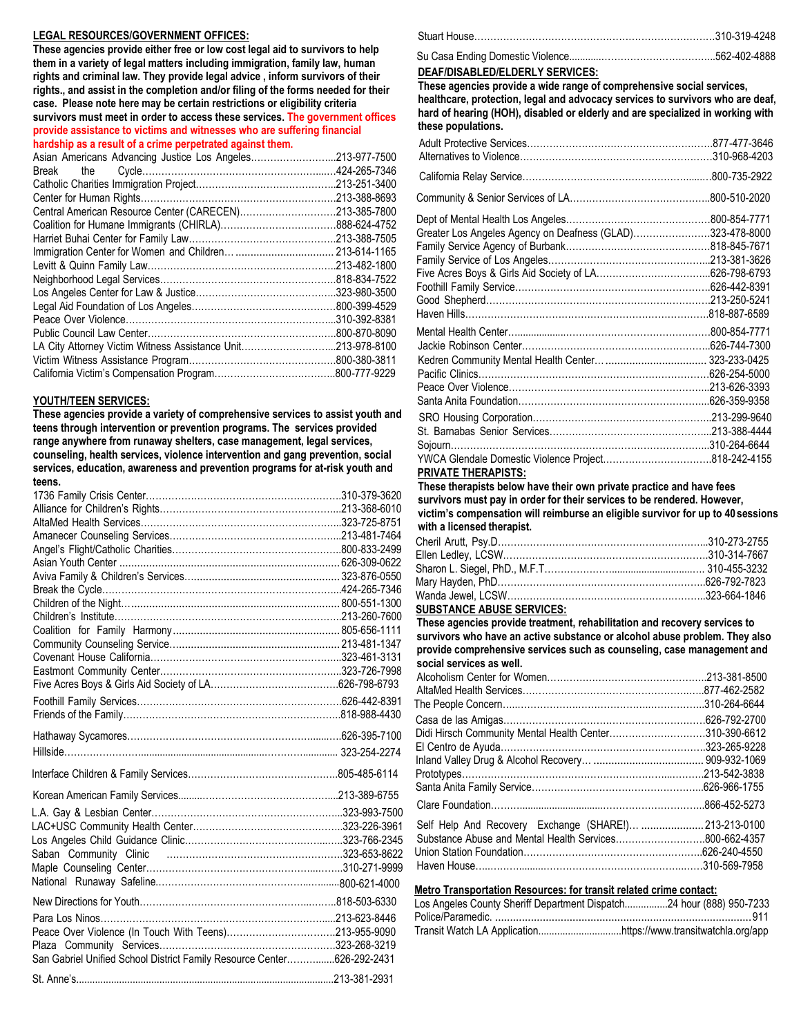## LEGAL RESOURCES/GOVERNMENT OFFICES:

**These agencies provide either free or low cost legal aid to survivors to help them in a variety of legal matters including immigration, family law, human rights and criminal law. They provide legal advice , inform survivors of their rights., and assist in the completion and/or filing of the forms needed for their case. Please note here may be certain restrictions or eligibility criteria survivors must meet in order to access these services. The government offices provide assistance to victims and witnesses who are suffering financial hardship as a result of a crime perpetrated against them.**

| | |
|---|---|
| Asian Americans Advancing Justice Los Angeles | 213-977-7500 |
| Break the Cycle | 424-265-7346 |
| Catholic Charities Immigration Project | 213-251-3400 |
| Center for Human Rights | 213-388-8693 |
| Central American Resource Center (CARECEN) | 213-385-7800 |
| Coalition for Humane Immigrants (CHIRLA) | 888-624-4752 |
| Harriet Buhai Center for Family Law | 213-388-7505 |
| Immigration Center for Women and Children | 213-614-1165 |
| Levitt & Quinn Family Law | 213-482-1800 |
| Neighborhood Legal Services | 818-834-7522 |
| Los Angeles Center for Law & Justice | 323-980-3500 |
| Legal Aid Foundation of Los Angeles | 800-399-4529 |
| Peace Over Violence | 310-392-8381 |
| Public Council Law Center | 800-870-8090 |
| LA City Attorney Victim Witness Assistance Unit | 213-978-8100 |
| Victim Witness Assistance Program | 800-380-3811 |
| California Victim's Compensation Program | 800-777-9229 |

## YOUTH/TEEN SERVICES:

**These agencies provide a variety of comprehensive services to assist youth and teens through intervention or prevention programs. The services provided range anywhere from runaway shelters, case management, legal services, counseling, health services, violence intervention and gang prevention, social services, education, awareness and prevention programs for at-risk youth and teens.**

| | |
|---|---|
| 1736 Family Crisis Center | 310-379-3620 |
| Alliance for Children's Rights | 213-368-6010 |
| AltaMed Health Services | 323-725-8751 |
| Amanecer Counseling Services | 213-481-7464 |
| Angel's Flight/Catholic Charities | 800-833-2499 |
| Asian Youth Center | 626-309-0622 |
| Aviva Family & Children's Services | 323-876-0550 |
| Break the Cycle | 424-265-7346 |
| Children of the Night | 800-551-1300 |
| Children's Institute | 213-260-7600 |
| Coalition for Family Harmony | 805-656-1111 |
| Community Counseling Service | 213-481-1347 |
| Covenant House California | 323-461-3131 |
| Eastmont Community Center | 323-726-7998 |
| Five Acres Boys & Girls Aid Society of LA | 626-798-6793 |
| Foothill Family Services | 626-442-8391 |
| Friends of the Family | 818-988-4430 |
| Hathaway Sycamores | 626-395-7100 |
| Hillside | 323-254-2274 |
| Interface Children & Family Services | 805-485-6114 |
| Korean American Family Services | 213-389-6755 |
| L.A. Gay & Lesbian Center | 323-993-7500 |
| LAC+USC Community Health Center | 323-226-3961 |
| Los Angeles Child Guidance Clinic | 323-766-2345 |
| Saban Community Clinic | 323-653-8622 |
| Maple Counseling Center | 310-271-9999 |
| National Runaway Safeline | 800-621-4000 |
| New Directions for Youth | 818-503-6330 |
| Para Los Ninos | 213-623-8446 |
| Peace Over Violence (In Touch With Teens) | 213-955-9090 |
| Plaza Community Services | 323-268-3219 |
| San Gabriel Unified School District Family Resource Center | 626-292-2431 |
| St. Anne's | 213-381-2931 |
| Stuart House | 310-319-4248 |
| Su Casa Ending Domestic Violence | 562-402-4888 |

## DEAF/DISABLED/ELDERLY SERVICES:

**These agencies provide a wide range of comprehensive social services, healthcare, protection, legal and advocacy services to survivors who are deaf, hard of hearing (HOH), disabled or elderly and are specialized in working with these populations.**

| | |
|---|---|
| Adult Protective Services | 877-477-3646 |
| Alternatives to Violence | 310-968-4203 |
| California Relay Service | 800-735-2922 |
| Community & Senior Services of LA | 800-510-2020 |
| Dept of Mental Health Los Angeles | 800-854-7771 |
| Greater Los Angeles Agency on Deafness (GLAD) | 323-478-8000 |
| Family Service Agency of Burbank | 818-845-7671 |
| Family Service of Los Angeles | 213-381-3626 |
| Five Acres Boys & Girls Aid Society of LA | 626-798-6793 |
| Foothill Family Service | 626-442-8391 |
| Good Shepherd | 213-250-5241 |
| Haven Hills | 818-887-6589 |
| Mental Health Center | 800-854-7771 |
| Jackie Robinson Center | 626-744-7300 |
| Kedren Community Mental Health Center | 323-233-0425 |
| Pacific Clinics | 626-254-5000 |
| Peace Over Violence | 213-626-3393 |
| Santa Anita Foundation | 626-359-9358 |
| SRO Housing Corporation | 213-299-9640 |
| St. Barnabas Senior Services | 213-388-4444 |
| Sojourn | 310-264-6644 |
| YWCA Glendale Domestic Violence Project | 818-242-4155 |

## PRIVATE THERAPISTS:

**These therapists below have their own private practice and have fees survivors must pay in order for their services to be rendered. However, victim's compensation will reimburse an eligible survivor for up to 40 sessions with a licensed therapist.**

| | |
|---|---|
| Cheril Arutt, Psy.D. | 310-273-2755 |
| Ellen Ledley, LCSW | 310-314-7667 |
| Sharon L. Siegel, PhD., M.F.T. | 310-455-3232 |
| Mary Hayden, PhD | 626-792-7823 |
| Wanda Jewel, LCSW | 323-664-1846 |

## SUBSTANCE ABUSE SERVICES:

**These agencies provide treatment, rehabilitation and recovery services to survivors who have an active substance or alcohol abuse problem. They also provide comprehensive services such as counseling, case management and social services as well.**

| | |
|---|---|
| Alcoholism Center for Women | 213-381-8500 |
| AltaMed Health Services | 877-462-2582 |
| The People Concern | 310-264-6644 |
| Casa de las Amigas | 626-792-2700 |
| Didi Hirsch Community Mental Health Center | 310-390-6612 |
| El Centro de Ayuda | 323-265-9228 |
| Inland Valley Drug & Alcohol Recovery | 909-932-1069 |
| Prototypes | 213-542-3838 |
| Santa Anita Family Service | 626-966-1755 |
| Clare Foundation | 866-452-5273 |
| Self Help And Recovery Exchange (SHARE!) | 213-213-0100 |
| Substance Abuse and Mental Health Services | 800-662-4357 |
| Union Station Foundation | 626-240-4550 |
| Haven House | 310-569-7958 |

## Metro Transportation Resources: for transit related crime contact:

| | |
|---|---|
| Los Angeles County Sheriff Department Dispatch | 24 hour (888) 950-7233 |
| Police/Paramedic. | 911 |
| Transit Watch LA Application | https://www.transitwatchla.org/app |